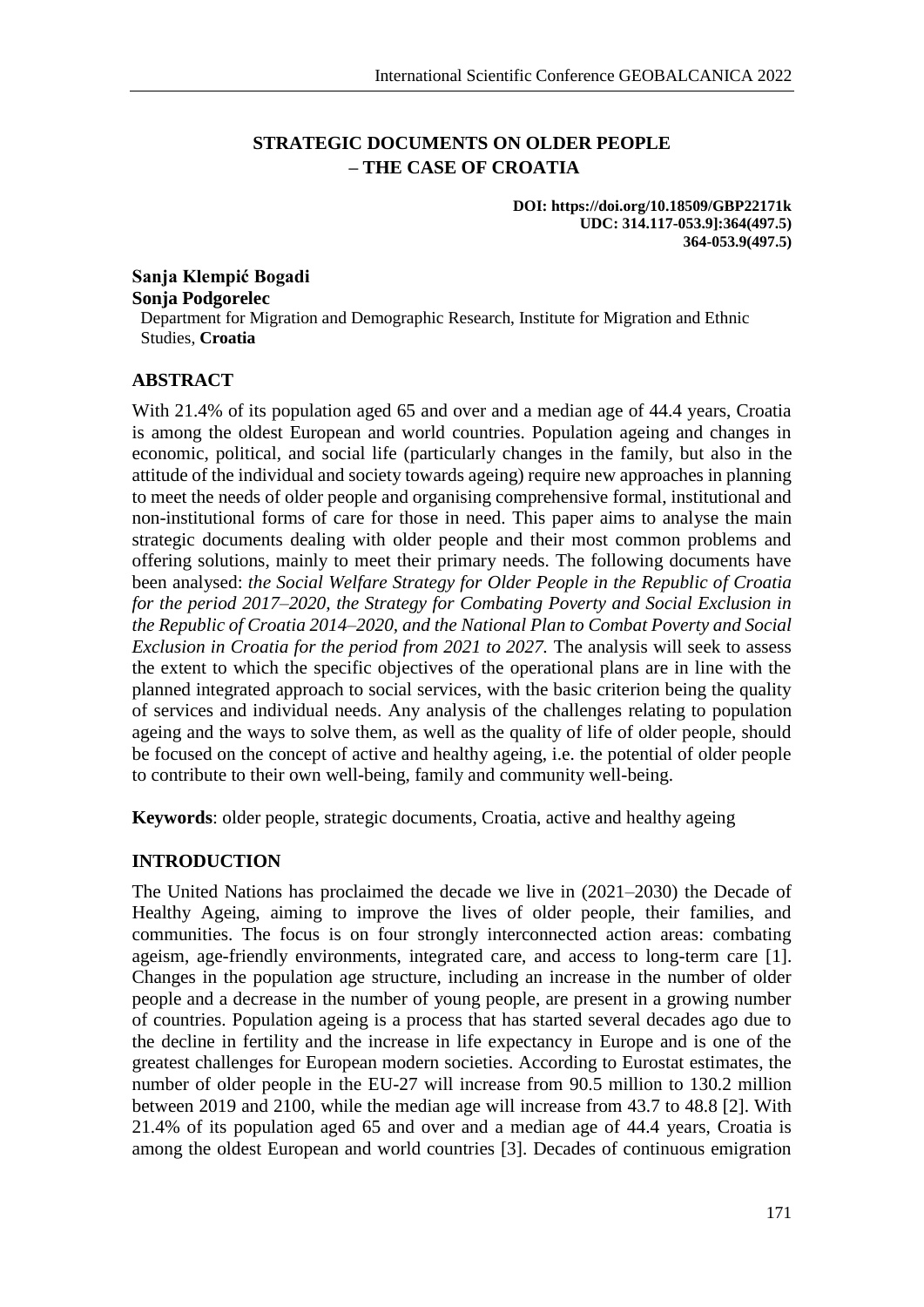# STRATEGIC DOCUMENTS ON OLDER PEOPLE – THE CASE OF CROATIA

**DOI: https://doi.org/10.18509/GBP22171k**
**UDC: 314.117-053.9]:364(497.5)**
**364-053.9(497.5)**

**Sanja Klempić Bogadi**
**Sonja Podgorelec**

Department for Migration and Demographic Research, Institute for Migration and Ethnic Studies, **Croatia**

## ABSTRACT

With 21.4% of its population aged 65 and over and a median age of 44.4 years, Croatia is among the oldest European and world countries. Population ageing and changes in economic, political, and social life (particularly changes in the family, but also in the attitude of the individual and society towards ageing) require new approaches in planning to meet the needs of older people and organising comprehensive formal, institutional and non-institutional forms of care for those in need. This paper aims to analyse the main strategic documents dealing with older people and their most common problems and offering solutions, mainly to meet their primary needs. The following documents have been analysed: *the Social Welfare Strategy for Older People in the Republic of Croatia for the period 2017–2020, the Strategy for Combating Poverty and Social Exclusion in the Republic of Croatia 2014–2020, and the National Plan to Combat Poverty and Social Exclusion in Croatia for the period from 2021 to 2027.* The analysis will seek to assess the extent to which the specific objectives of the operational plans are in line with the planned integrated approach to social services, with the basic criterion being the quality of services and individual needs. Any analysis of the challenges relating to population ageing and the ways to solve them, as well as the quality of life of older people, should be focused on the concept of active and healthy ageing, i.e. the potential of older people to contribute to their own well-being, family and community well-being.

**Keywords**: older people, strategic documents, Croatia, active and healthy ageing

## INTRODUCTION

The United Nations has proclaimed the decade we live in (2021–2030) the Decade of Healthy Ageing, aiming to improve the lives of older people, their families, and communities. The focus is on four strongly interconnected action areas: combating ageism, age-friendly environments, integrated care, and access to long-term care [1]. Changes in the population age structure, including an increase in the number of older people and a decrease in the number of young people, are present in a growing number of countries. Population ageing is a process that has started several decades ago due to the decline in fertility and the increase in life expectancy in Europe and is one of the greatest challenges for European modern societies. According to Eurostat estimates, the number of older people in the EU-27 will increase from 90.5 million to 130.2 million between 2019 and 2100, while the median age will increase from 43.7 to 48.8 [2]. With 21.4% of its population aged 65 and over and a median age of 44.4 years, Croatia is among the oldest European and world countries [3]. Decades of continuous emigration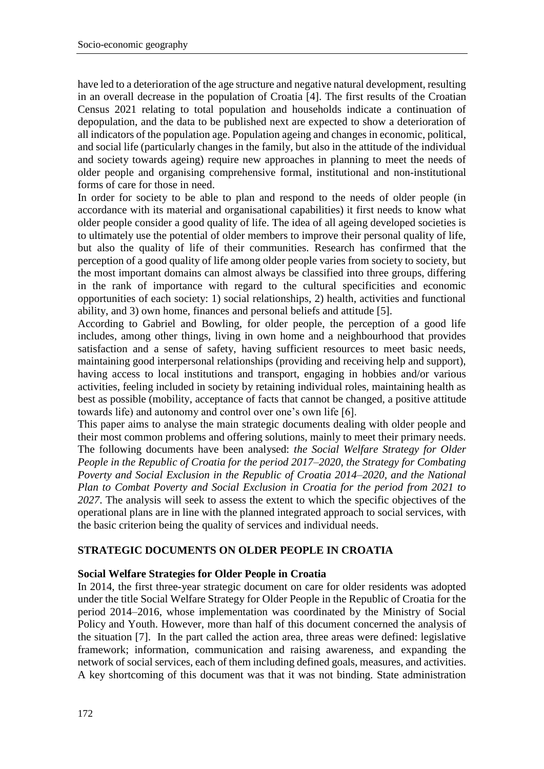have led to a deterioration of the age structure and negative natural development, resulting in an overall decrease in the population of Croatia [4]. The first results of the Croatian Census 2021 relating to total population and households indicate a continuation of depopulation, and the data to be published next are expected to show a deterioration of all indicators of the population age. Population ageing and changes in economic, political, and social life (particularly changes in the family, but also in the attitude of the individual and society towards ageing) require new approaches in planning to meet the needs of older people and organising comprehensive formal, institutional and non-institutional forms of care for those in need.

In order for society to be able to plan and respond to the needs of older people (in accordance with its material and organisational capabilities) it first needs to know what older people consider a good quality of life. The idea of all ageing developed societies is to ultimately use the potential of older members to improve their personal quality of life, but also the quality of life of their communities. Research has confirmed that the perception of a good quality of life among older people varies from society to society, but the most important domains can almost always be classified into three groups, differing in the rank of importance with regard to the cultural specificities and economic opportunities of each society: 1) social relationships, 2) health, activities and functional ability, and 3) own home, finances and personal beliefs and attitude [5].

According to Gabriel and Bowling, for older people, the perception of a good life includes, among other things, living in own home and a neighbourhood that provides satisfaction and a sense of safety, having sufficient resources to meet basic needs, maintaining good interpersonal relationships (providing and receiving help and support), having access to local institutions and transport, engaging in hobbies and/or various activities, feeling included in society by retaining individual roles, maintaining health as best as possible (mobility, acceptance of facts that cannot be changed, a positive attitude towards life) and autonomy and control over one's own life [6].

This paper aims to analyse the main strategic documents dealing with older people and their most common problems and offering solutions, mainly to meet their primary needs. The following documents have been analysed: *the Social Welfare Strategy for Older People in the Republic of Croatia for the period 2017–2020, the Strategy for Combating Poverty and Social Exclusion in the Republic of Croatia 2014–2020, and the National Plan to Combat Poverty and Social Exclusion in Croatia for the period from 2021 to 2027*. The analysis will seek to assess the extent to which the specific objectives of the operational plans are in line with the planned integrated approach to social services, with the basic criterion being the quality of services and individual needs.

## STRATEGIC DOCUMENTS ON OLDER PEOPLE IN CROATIA

### Social Welfare Strategies for Older People in Croatia

In 2014, the first three-year strategic document on care for older residents was adopted under the title Social Welfare Strategy for Older People in the Republic of Croatia for the period 2014–2016, whose implementation was coordinated by the Ministry of Social Policy and Youth. However, more than half of this document concerned the analysis of the situation [7]. In the part called the action area, three areas were defined: legislative framework; information, communication and raising awareness, and expanding the network of social services, each of them including defined goals, measures, and activities. A key shortcoming of this document was that it was not binding. State administration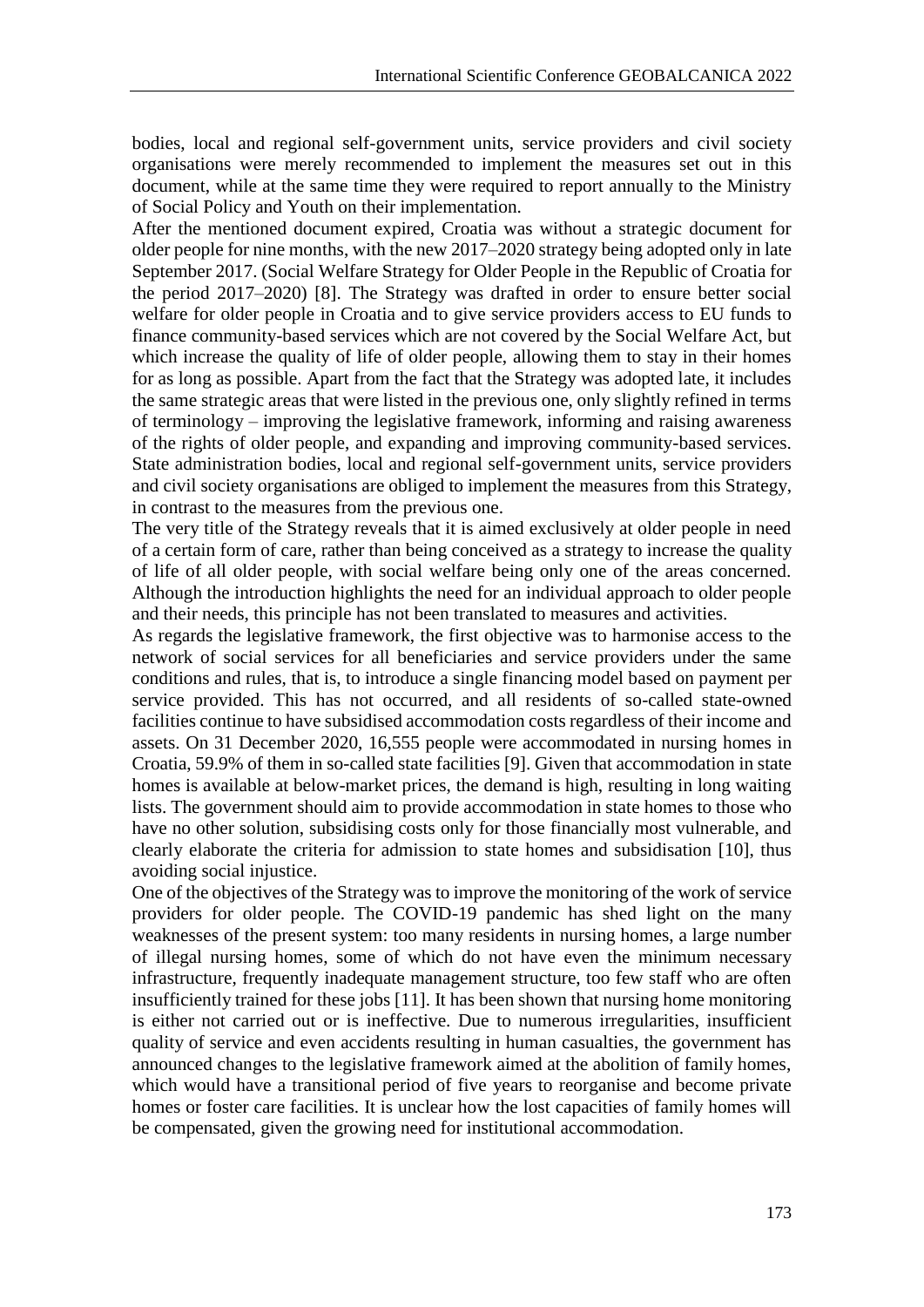bodies, local and regional self-government units, service providers and civil society organisations were merely recommended to implement the measures set out in this document, while at the same time they were required to report annually to the Ministry of Social Policy and Youth on their implementation.

After the mentioned document expired, Croatia was without a strategic document for older people for nine months, with the new 2017–2020 strategy being adopted only in late September 2017. (Social Welfare Strategy for Older People in the Republic of Croatia for the period 2017–2020) [8]. The Strategy was drafted in order to ensure better social welfare for older people in Croatia and to give service providers access to EU funds to finance community-based services which are not covered by the Social Welfare Act, but which increase the quality of life of older people, allowing them to stay in their homes for as long as possible. Apart from the fact that the Strategy was adopted late, it includes the same strategic areas that were listed in the previous one, only slightly refined in terms of terminology – improving the legislative framework, informing and raising awareness of the rights of older people, and expanding and improving community-based services. State administration bodies, local and regional self-government units, service providers and civil society organisations are obliged to implement the measures from this Strategy, in contrast to the measures from the previous one.

The very title of the Strategy reveals that it is aimed exclusively at older people in need of a certain form of care, rather than being conceived as a strategy to increase the quality of life of all older people, with social welfare being only one of the areas concerned. Although the introduction highlights the need for an individual approach to older people and their needs, this principle has not been translated to measures and activities.

As regards the legislative framework, the first objective was to harmonise access to the network of social services for all beneficiaries and service providers under the same conditions and rules, that is, to introduce a single financing model based on payment per service provided. This has not occurred, and all residents of so-called state-owned facilities continue to have subsidised accommodation costs regardless of their income and assets. On 31 December 2020, 16,555 people were accommodated in nursing homes in Croatia, 59.9% of them in so-called state facilities [9]. Given that accommodation in state homes is available at below-market prices, the demand is high, resulting in long waiting lists. The government should aim to provide accommodation in state homes to those who have no other solution, subsidising costs only for those financially most vulnerable, and clearly elaborate the criteria for admission to state homes and subsidisation [10], thus avoiding social injustice.

One of the objectives of the Strategy was to improve the monitoring of the work of service providers for older people. The COVID-19 pandemic has shed light on the many weaknesses of the present system: too many residents in nursing homes, a large number of illegal nursing homes, some of which do not have even the minimum necessary infrastructure, frequently inadequate management structure, too few staff who are often insufficiently trained for these jobs [11]. It has been shown that nursing home monitoring is either not carried out or is ineffective. Due to numerous irregularities, insufficient quality of service and even accidents resulting in human casualties, the government has announced changes to the legislative framework aimed at the abolition of family homes, which would have a transitional period of five years to reorganise and become private homes or foster care facilities. It is unclear how the lost capacities of family homes will be compensated, given the growing need for institutional accommodation.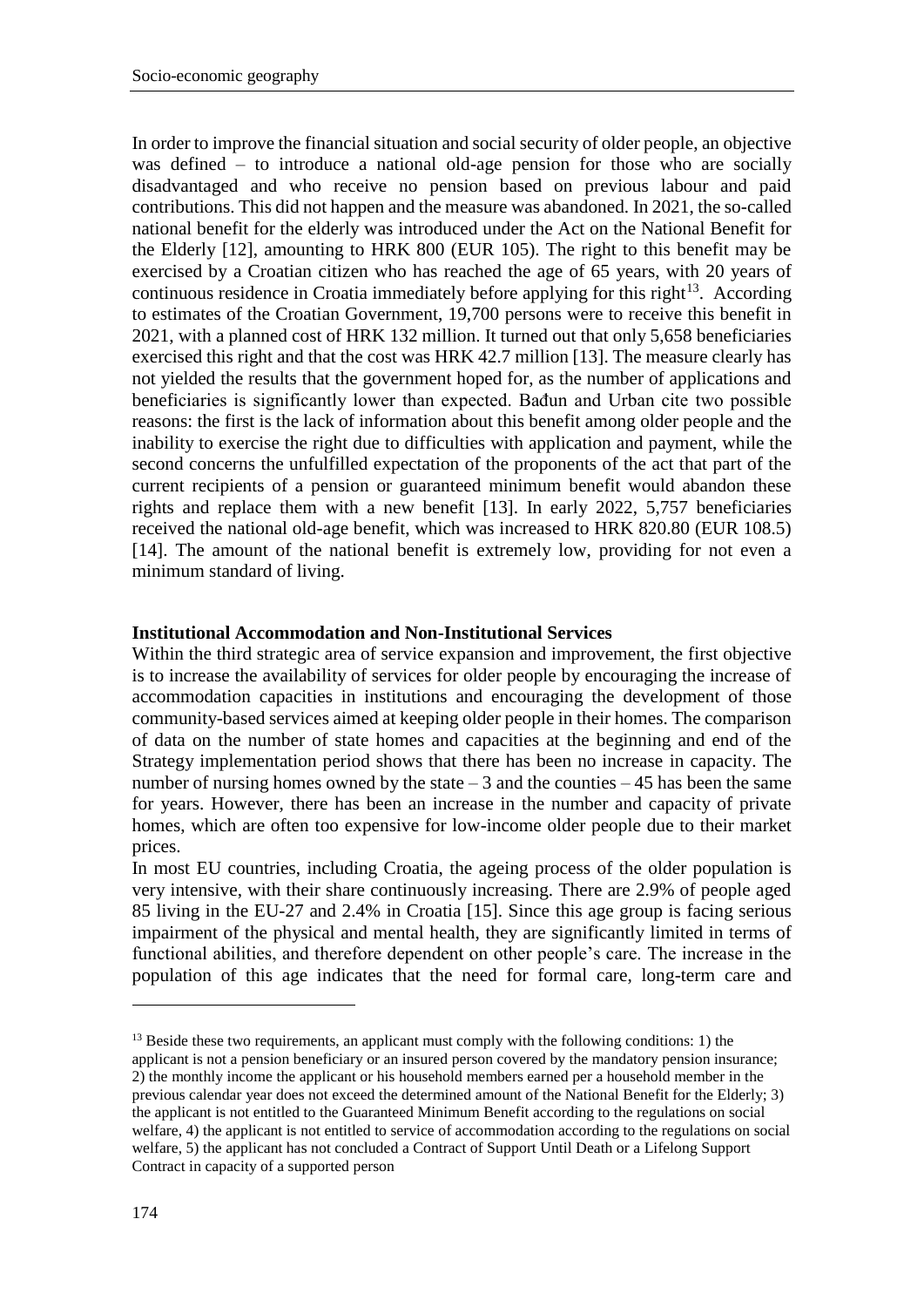In order to improve the financial situation and social security of older people, an objective was defined – to introduce a national old-age pension for those who are socially disadvantaged and who receive no pension based on previous labour and paid contributions. This did not happen and the measure was abandoned. In 2021, the so-called national benefit for the elderly was introduced under the Act on the National Benefit for the Elderly [12], amounting to HRK 800 (EUR 105). The right to this benefit may be exercised by a Croatian citizen who has reached the age of 65 years, with 20 years of continuous residence in Croatia immediately before applying for this right[13]. According to estimates of the Croatian Government, 19,700 persons were to receive this benefit in 2021, with a planned cost of HRK 132 million. It turned out that only 5,658 beneficiaries exercised this right and that the cost was HRK 42.7 million [13]. The measure clearly has not yielded the results that the government hoped for, as the number of applications and beneficiaries is significantly lower than expected. Bađun and Urban cite two possible reasons: the first is the lack of information about this benefit among older people and the inability to exercise the right due to difficulties with application and payment, while the second concerns the unfulfilled expectation of the proponents of the act that part of the current recipients of a pension or guaranteed minimum benefit would abandon these rights and replace them with a new benefit [13]. In early 2022, 5,757 beneficiaries received the national old-age benefit, which was increased to HRK 820.80 (EUR 108.5) [14]. The amount of the national benefit is extremely low, providing for not even a minimum standard of living.

## Institutional Accommodation and Non-Institutional Services

Within the third strategic area of service expansion and improvement, the first objective is to increase the availability of services for older people by encouraging the increase of accommodation capacities in institutions and encouraging the development of those community-based services aimed at keeping older people in their homes. The comparison of data on the number of state homes and capacities at the beginning and end of the Strategy implementation period shows that there has been no increase in capacity. The number of nursing homes owned by the state – 3 and the counties – 45 has been the same for years. However, there has been an increase in the number and capacity of private homes, which are often too expensive for low-income older people due to their market prices.

In most EU countries, including Croatia, the ageing process of the older population is very intensive, with their share continuously increasing. There are 2.9% of people aged 85 living in the EU-27 and 2.4% in Croatia [15]. Since this age group is facing serious impairment of the physical and mental health, they are significantly limited in terms of functional abilities, and therefore dependent on other people's care. The increase in the population of this age indicates that the need for formal care, long-term care and

---

[13] Beside these two requirements, an applicant must comply with the following conditions: 1) the applicant is not a pension beneficiary or an insured person covered by the mandatory pension insurance; 2) the monthly income the applicant or his household members earned per a household member in the previous calendar year does not exceed the determined amount of the National Benefit for the Elderly; 3) the applicant is not entitled to the Guaranteed Minimum Benefit according to the regulations on social welfare, 4) the applicant is not entitled to service of accommodation according to the regulations on social welfare, 5) the applicant has not concluded a Contract of Support Until Death or a Lifelong Support Contract in capacity of a supported person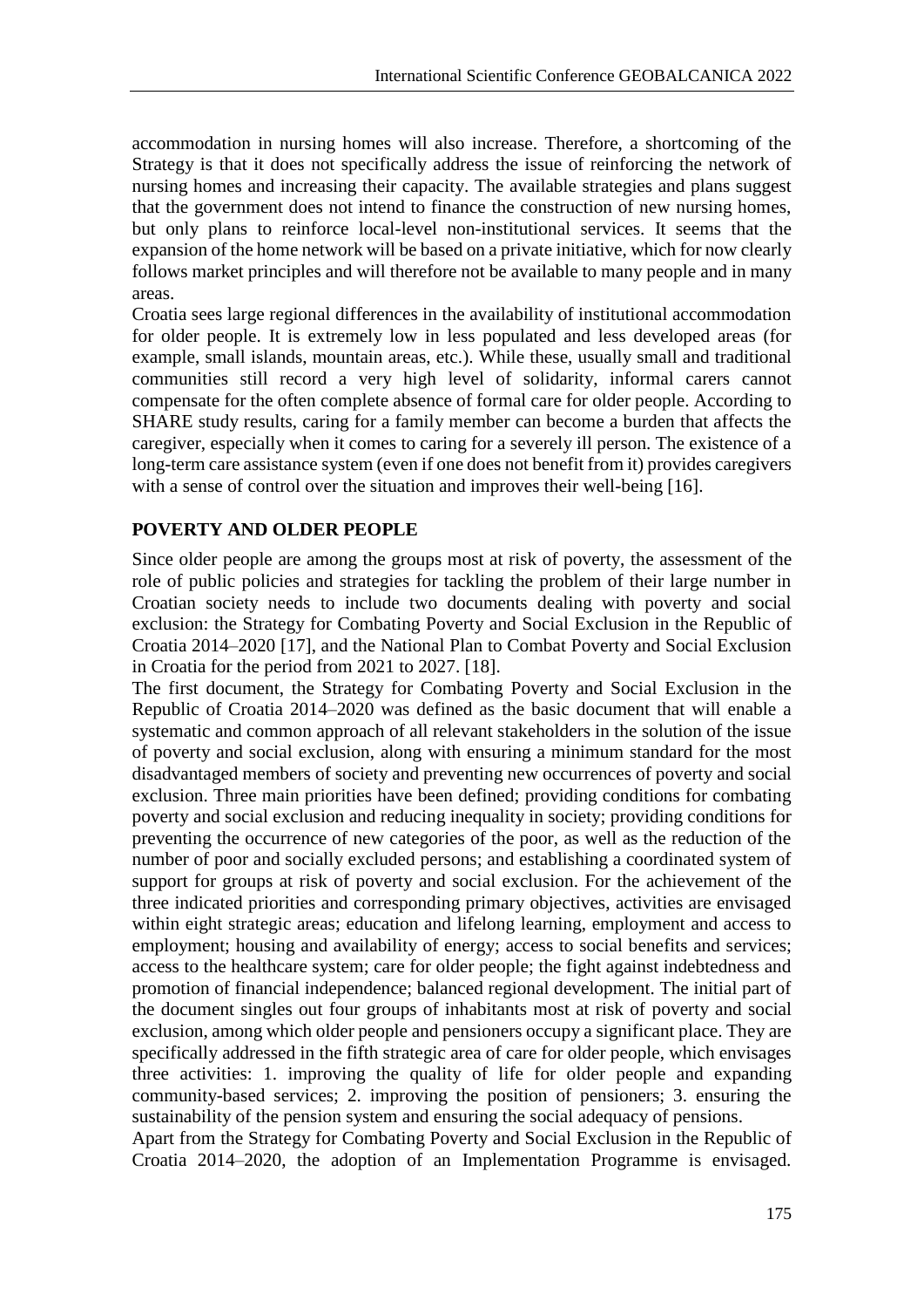accommodation in nursing homes will also increase. Therefore, a shortcoming of the Strategy is that it does not specifically address the issue of reinforcing the network of nursing homes and increasing their capacity. The available strategies and plans suggest that the government does not intend to finance the construction of new nursing homes, but only plans to reinforce local-level non-institutional services. It seems that the expansion of the home network will be based on a private initiative, which for now clearly follows market principles and will therefore not be available to many people and in many areas.

Croatia sees large regional differences in the availability of institutional accommodation for older people. It is extremely low in less populated and less developed areas (for example, small islands, mountain areas, etc.). While these, usually small and traditional communities still record a very high level of solidarity, informal carers cannot compensate for the often complete absence of formal care for older people. According to SHARE study results, caring for a family member can become a burden that affects the caregiver, especially when it comes to caring for a severely ill person. The existence of a long-term care assistance system (even if one does not benefit from it) provides caregivers with a sense of control over the situation and improves their well-being [16].

## POVERTY AND OLDER PEOPLE

Since older people are among the groups most at risk of poverty, the assessment of the role of public policies and strategies for tackling the problem of their large number in Croatian society needs to include two documents dealing with poverty and social exclusion: the Strategy for Combating Poverty and Social Exclusion in the Republic of Croatia 2014–2020 [17], and the National Plan to Combat Poverty and Social Exclusion in Croatia for the period from 2021 to 2027. [18].

The first document, the Strategy for Combating Poverty and Social Exclusion in the Republic of Croatia 2014–2020 was defined as the basic document that will enable a systematic and common approach of all relevant stakeholders in the solution of the issue of poverty and social exclusion, along with ensuring a minimum standard for the most disadvantaged members of society and preventing new occurrences of poverty and social exclusion. Three main priorities have been defined; providing conditions for combating poverty and social exclusion and reducing inequality in society; providing conditions for preventing the occurrence of new categories of the poor, as well as the reduction of the number of poor and socially excluded persons; and establishing a coordinated system of support for groups at risk of poverty and social exclusion. For the achievement of the three indicated priorities and corresponding primary objectives, activities are envisaged within eight strategic areas; education and lifelong learning, employment and access to employment; housing and availability of energy; access to social benefits and services; access to the healthcare system; care for older people; the fight against indebtedness and promotion of financial independence; balanced regional development. The initial part of the document singles out four groups of inhabitants most at risk of poverty and social exclusion, among which older people and pensioners occupy a significant place. They are specifically addressed in the fifth strategic area of care for older people, which envisages three activities: 1. improving the quality of life for older people and expanding community-based services; 2. improving the position of pensioners; 3. ensuring the sustainability of the pension system and ensuring the social adequacy of pensions.

Apart from the Strategy for Combating Poverty and Social Exclusion in the Republic of Croatia 2014–2020, the adoption of an Implementation Programme is envisaged.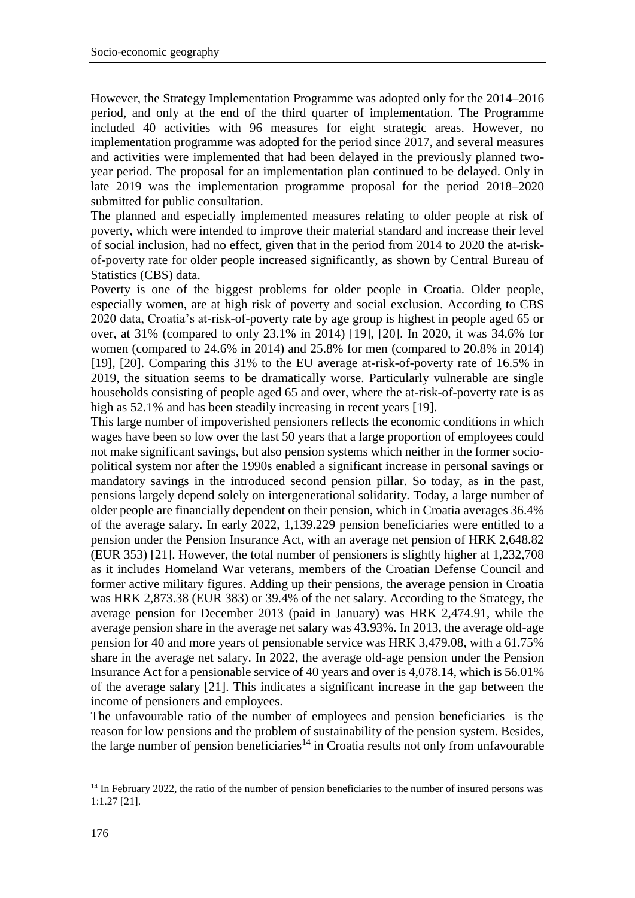However, the Strategy Implementation Programme was adopted only for the 2014–2016 period, and only at the end of the third quarter of implementation. The Programme included 40 activities with 96 measures for eight strategic areas. However, no implementation programme was adopted for the period since 2017, and several measures and activities were implemented that had been delayed in the previously planned two-year period. The proposal for an implementation plan continued to be delayed. Only in late 2019 was the implementation programme proposal for the period 2018–2020 submitted for public consultation.

The planned and especially implemented measures relating to older people at risk of poverty, which were intended to improve their material standard and increase their level of social inclusion, had no effect, given that in the period from 2014 to 2020 the at-risk-of-poverty rate for older people increased significantly, as shown by Central Bureau of Statistics (CBS) data.

Poverty is one of the biggest problems for older people in Croatia. Older people, especially women, are at high risk of poverty and social exclusion. According to CBS 2020 data, Croatia's at-risk-of-poverty rate by age group is highest in people aged 65 or over, at 31% (compared to only 23.1% in 2014) [19], [20]. In 2020, it was 34.6% for women (compared to 24.6% in 2014) and 25.8% for men (compared to 20.8% in 2014) [19], [20]. Comparing this 31% to the EU average at-risk-of-poverty rate of 16.5% in 2019, the situation seems to be dramatically worse. Particularly vulnerable are single households consisting of people aged 65 and over, where the at-risk-of-poverty rate is as high as 52.1% and has been steadily increasing in recent years [19].

This large number of impoverished pensioners reflects the economic conditions in which wages have been so low over the last 50 years that a large proportion of employees could not make significant savings, but also pension systems which neither in the former socio-political system nor after the 1990s enabled a significant increase in personal savings or mandatory savings in the introduced second pension pillar. So today, as in the past, pensions largely depend solely on intergenerational solidarity. Today, a large number of older people are financially dependent on their pension, which in Croatia averages 36.4% of the average salary. In early 2022, 1,139.229 pension beneficiaries were entitled to a pension under the Pension Insurance Act, with an average net pension of HRK 2,648.82 (EUR 353) [21]. However, the total number of pensioners is slightly higher at 1,232,708 as it includes Homeland War veterans, members of the Croatian Defense Council and former active military figures. Adding up their pensions, the average pension in Croatia was HRK 2,873.38 (EUR 383) or 39.4% of the net salary. According to the Strategy, the average pension for December 2013 (paid in January) was HRK 2,474.91, while the average pension share in the average net salary was 43.93%. In 2013, the average old-age pension for 40 and more years of pensionable service was HRK 3,479.08, with a 61.75% share in the average net salary. In 2022, the average old-age pension under the Pension Insurance Act for a pensionable service of 40 years and over is 4,078.14, which is 56.01% of the average salary [21]. This indicates a significant increase in the gap between the income of pensioners and employees.

The unfavourable ratio of the number of employees and pension beneficiaries is the reason for low pensions and the problem of sustainability of the pension system. Besides, the large number of pension beneficiaries[14] in Croatia results not only from unfavourable

---

[14] In February 2022, the ratio of the number of pension beneficiaries to the number of insured persons was 1:1.27 [21].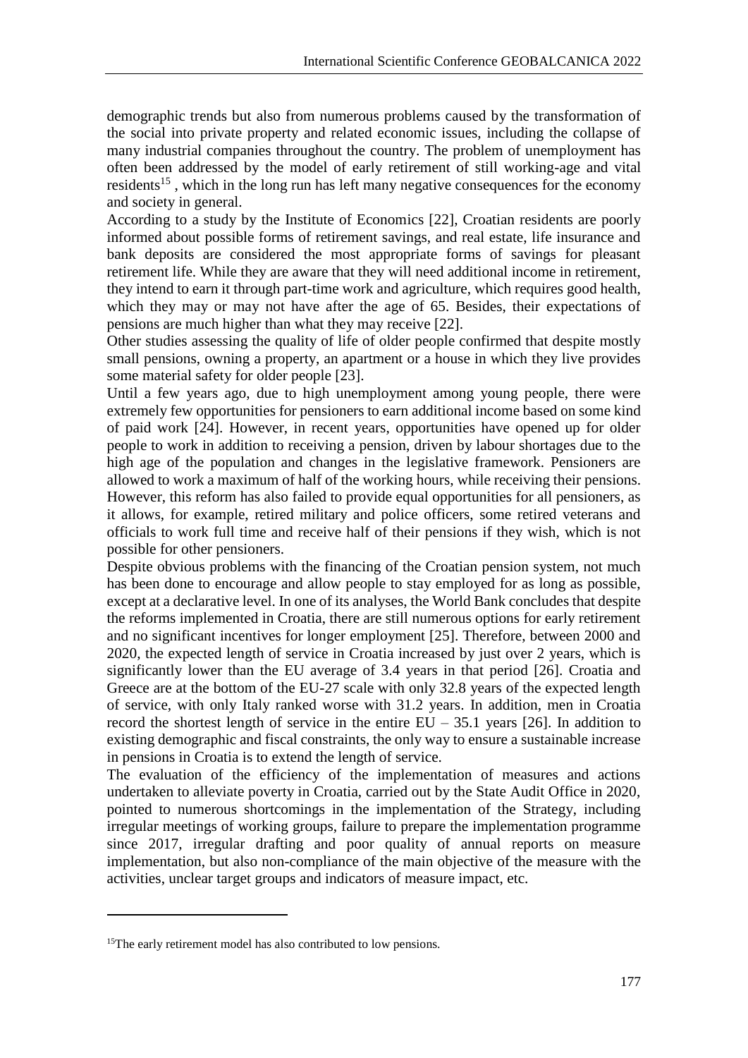demographic trends but also from numerous problems caused by the transformation of the social into private property and related economic issues, including the collapse of many industrial companies throughout the country. The problem of unemployment has often been addressed by the model of early retirement of still working-age and vital residents[15] , which in the long run has left many negative consequences for the economy and society in general.

According to a study by the Institute of Economics [22], Croatian residents are poorly informed about possible forms of retirement savings, and real estate, life insurance and bank deposits are considered the most appropriate forms of savings for pleasant retirement life. While they are aware that they will need additional income in retirement, they intend to earn it through part-time work and agriculture, which requires good health, which they may or may not have after the age of 65. Besides, their expectations of pensions are much higher than what they may receive [22].

Other studies assessing the quality of life of older people confirmed that despite mostly small pensions, owning a property, an apartment or a house in which they live provides some material safety for older people [23].

Until a few years ago, due to high unemployment among young people, there were extremely few opportunities for pensioners to earn additional income based on some kind of paid work [24]. However, in recent years, opportunities have opened up for older people to work in addition to receiving a pension, driven by labour shortages due to the high age of the population and changes in the legislative framework. Pensioners are allowed to work a maximum of half of the working hours, while receiving their pensions. However, this reform has also failed to provide equal opportunities for all pensioners, as it allows, for example, retired military and police officers, some retired veterans and officials to work full time and receive half of their pensions if they wish, which is not possible for other pensioners.

Despite obvious problems with the financing of the Croatian pension system, not much has been done to encourage and allow people to stay employed for as long as possible, except at a declarative level. In one of its analyses, the World Bank concludes that despite the reforms implemented in Croatia, there are still numerous options for early retirement and no significant incentives for longer employment [25]. Therefore, between 2000 and 2020, the expected length of service in Croatia increased by just over 2 years, which is significantly lower than the EU average of 3.4 years in that period [26]. Croatia and Greece are at the bottom of the EU-27 scale with only 32.8 years of the expected length of service, with only Italy ranked worse with 31.2 years. In addition, men in Croatia record the shortest length of service in the entire EU – 35.1 years [26]. In addition to existing demographic and fiscal constraints, the only way to ensure a sustainable increase in pensions in Croatia is to extend the length of service.

The evaluation of the efficiency of the implementation of measures and actions undertaken to alleviate poverty in Croatia, carried out by the State Audit Office in 2020, pointed to numerous shortcomings in the implementation of the Strategy, including irregular meetings of working groups, failure to prepare the implementation programme since 2017, irregular drafting and poor quality of annual reports on measure implementation, but also non-compliance of the main objective of the measure with the activities, unclear target groups and indicators of measure impact, etc.

---

[15] The early retirement model has also contributed to low pensions.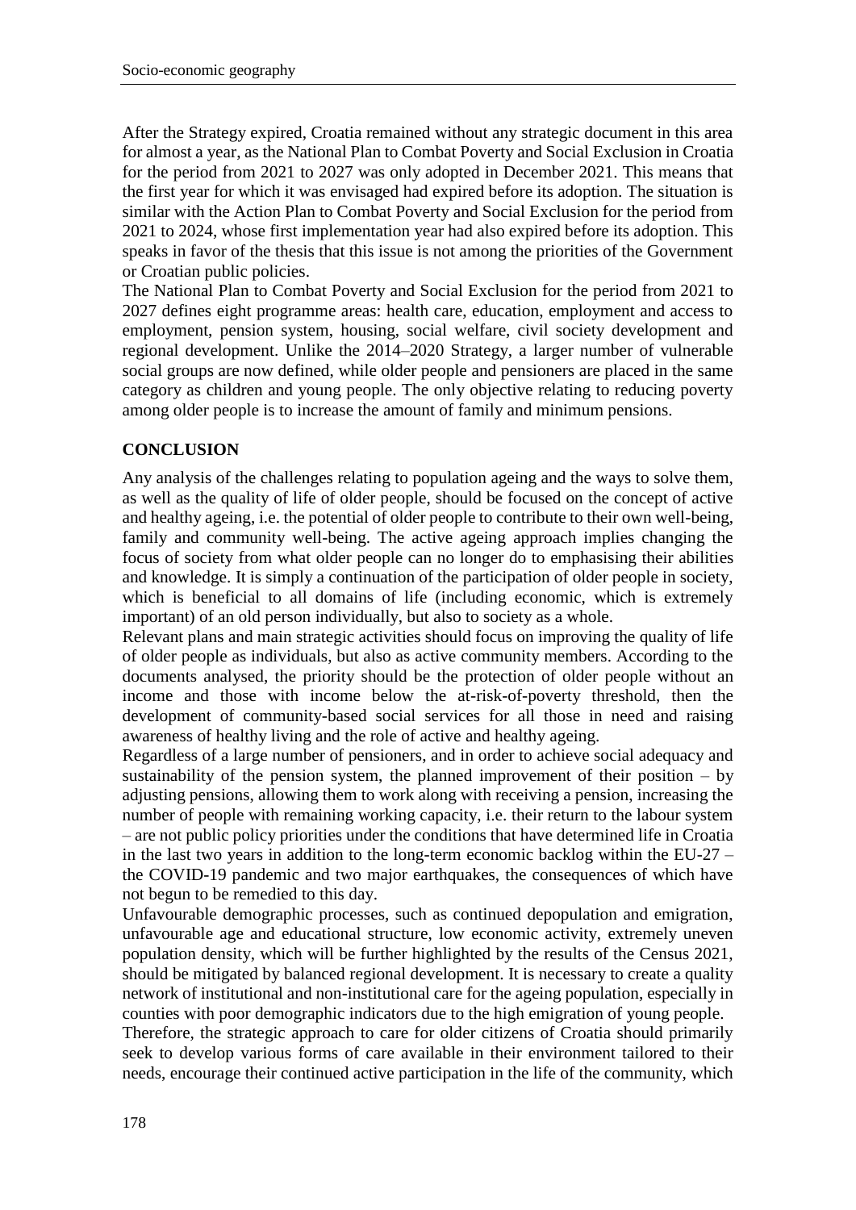After the Strategy expired, Croatia remained without any strategic document in this area for almost a year, as the National Plan to Combat Poverty and Social Exclusion in Croatia for the period from 2021 to 2027 was only adopted in December 2021. This means that the first year for which it was envisaged had expired before its adoption. The situation is similar with the Action Plan to Combat Poverty and Social Exclusion for the period from 2021 to 2024, whose first implementation year had also expired before its adoption. This speaks in favor of the thesis that this issue is not among the priorities of the Government or Croatian public policies.

The National Plan to Combat Poverty and Social Exclusion for the period from 2021 to 2027 defines eight programme areas: health care, education, employment and access to employment, pension system, housing, social welfare, civil society development and regional development. Unlike the 2014–2020 Strategy, a larger number of vulnerable social groups are now defined, while older people and pensioners are placed in the same category as children and young people. The only objective relating to reducing poverty among older people is to increase the amount of family and minimum pensions.

## CONCLUSION

Any analysis of the challenges relating to population ageing and the ways to solve them, as well as the quality of life of older people, should be focused on the concept of active and healthy ageing, i.e. the potential of older people to contribute to their own well-being, family and community well-being. The active ageing approach implies changing the focus of society from what older people can no longer do to emphasising their abilities and knowledge. It is simply a continuation of the participation of older people in society, which is beneficial to all domains of life (including economic, which is extremely important) of an old person individually, but also to society as a whole.

Relevant plans and main strategic activities should focus on improving the quality of life of older people as individuals, but also as active community members. According to the documents analysed, the priority should be the protection of older people without an income and those with income below the at-risk-of-poverty threshold, then the development of community-based social services for all those in need and raising awareness of healthy living and the role of active and healthy ageing.

Regardless of a large number of pensioners, and in order to achieve social adequacy and sustainability of the pension system, the planned improvement of their position – by adjusting pensions, allowing them to work along with receiving a pension, increasing the number of people with remaining working capacity, i.e. their return to the labour system – are not public policy priorities under the conditions that have determined life in Croatia in the last two years in addition to the long-term economic backlog within the EU-27 – the COVID-19 pandemic and two major earthquakes, the consequences of which have not begun to be remedied to this day.

Unfavourable demographic processes, such as continued depopulation and emigration, unfavourable age and educational structure, low economic activity, extremely uneven population density, which will be further highlighted by the results of the Census 2021, should be mitigated by balanced regional development. It is necessary to create a quality network of institutional and non-institutional care for the ageing population, especially in counties with poor demographic indicators due to the high emigration of young people.

Therefore, the strategic approach to care for older citizens of Croatia should primarily seek to develop various forms of care available in their environment tailored to their needs, encourage their continued active participation in the life of the community, which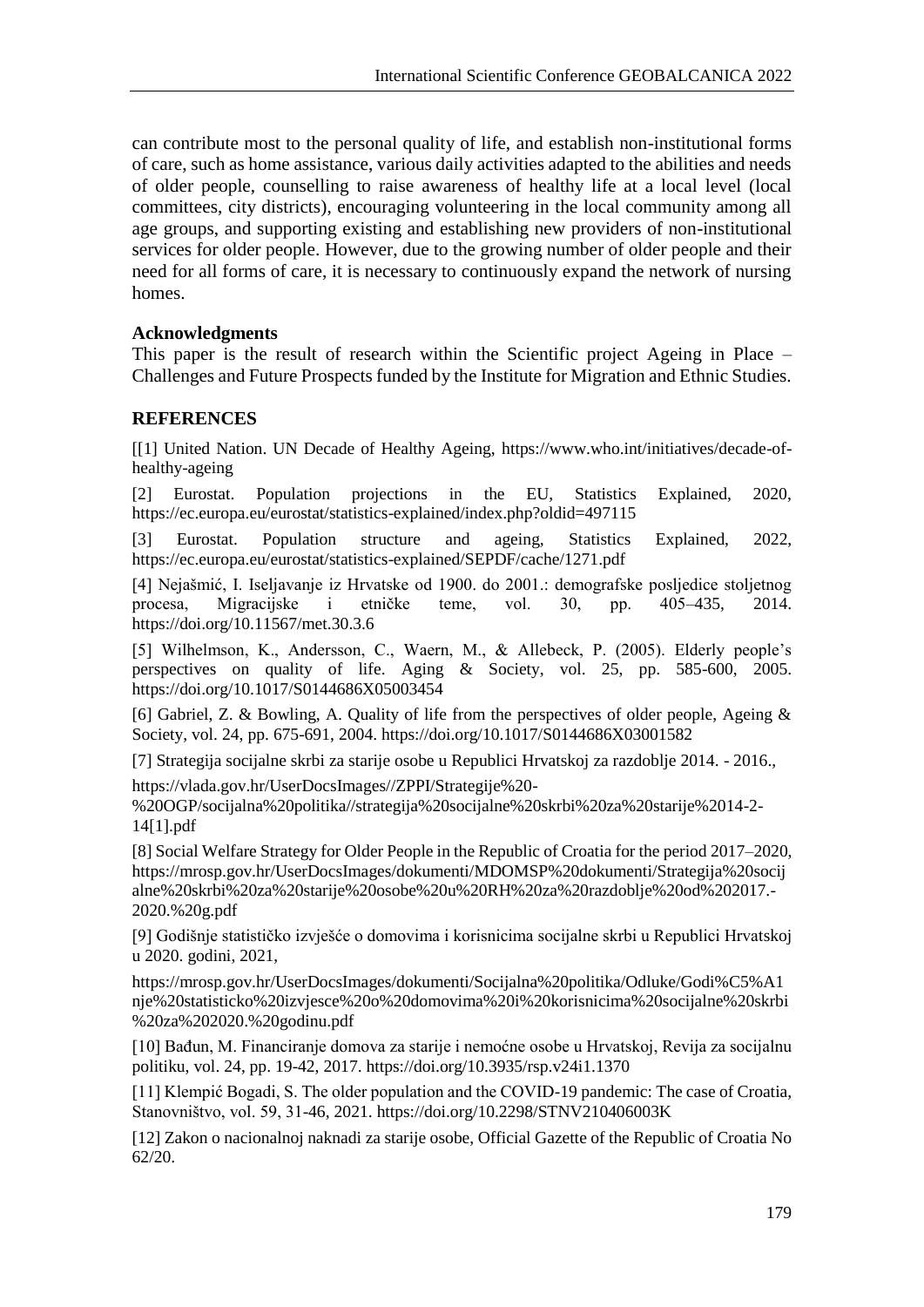can contribute most to the personal quality of life, and establish non-institutional forms of care, such as home assistance, various daily activities adapted to the abilities and needs of older people, counselling to raise awareness of healthy life at a local level (local committees, city districts), encouraging volunteering in the local community among all age groups, and supporting existing and establishing new providers of non-institutional services for older people. However, due to the growing number of older people and their need for all forms of care, it is necessary to continuously expand the network of nursing homes.

**Acknowledgments**

This paper is the result of research within the Scientific project Ageing in Place – Challenges and Future Prospects funded by the Institute for Migration and Ethnic Studies.

## REFERENCES

[[1] United Nation. UN Decade of Healthy Ageing, https://www.who.int/initiatives/decade-of-healthy-ageing

[2] Eurostat. Population projections in the EU, Statistics Explained, 2020, https://ec.europa.eu/eurostat/statistics-explained/index.php?oldid=497115

[3] Eurostat. Population structure and ageing, Statistics Explained, 2022, https://ec.europa.eu/eurostat/statistics-explained/SEPDF/cache/1271.pdf

[4] Nejašmić, I. Iseljavanje iz Hrvatske od 1900. do 2001.: demografske posljedice stoljetnog procesa, Migracijske i etničke teme, vol. 30, pp. 405–435, 2014. https://doi.org/10.11567/met.30.3.6

[5] Wilhelmson, K., Andersson, C., Waern, M., & Allebeck, P. (2005). Elderly people's perspectives on quality of life. Aging & Society, vol. 25, pp. 585-600, 2005. https://doi.org/10.1017/S0144686X05003454

[6] Gabriel, Z. & Bowling, A. Quality of life from the perspectives of older people, Ageing & Society, vol. 24, pp. 675-691, 2004. https://doi.org/10.1017/S0144686X03001582

[7] Strategija socijalne skrbi za starije osobe u Republici Hrvatskoj za razdoblje 2014. - 2016., https://vlada.gov.hr/UserDocsImages//ZPPI/Strategije%20-%20OGP/socijalna%20politika//strategija%20socijalne%20skrbi%20za%20starije%2014-2-14[1].pdf

[8] Social Welfare Strategy for Older People in the Republic of Croatia for the period 2017–2020, https://mrosp.gov.hr/UserDocsImages/dokumenti/MDOMSP%20dokumenti/Strategija%20socijalne%20skrbi%20za%20starije%20osobe%20u%20RH%20za%20razdoblje%20od%202017.-2020.%20g.pdf

[9] Godišnje statističko izvješće o domovima i korisnicima socijalne skrbi u Republici Hrvatskoj u 2020. godini, 2021, https://mrosp.gov.hr/UserDocsImages/dokumenti/Socijalna%20politika/Odluke/Godi%C5%A1nje%20statisticko%20izvjesce%20o%20domovima%20i%20korisnicima%20socijalne%20skrbi%20za%202020.%20godinu.pdf

[10] Bađun, M. Financiranje domova za starije i nemoćne osobe u Hrvatskoj, Revija za socijalnu politiku, vol. 24, pp. 19-42, 2017. https://doi.org/10.3935/rsp.v24i1.1370

[11] Klempić Bogadi, S. The older population and the COVID-19 pandemic: The case of Croatia, Stanovništvo, vol. 59, 31-46, 2021. https://doi.org/10.2298/STNV210406003K

[12] Zakon o nacionalnoj naknadi za starije osobe, Official Gazette of the Republic of Croatia No 62/20.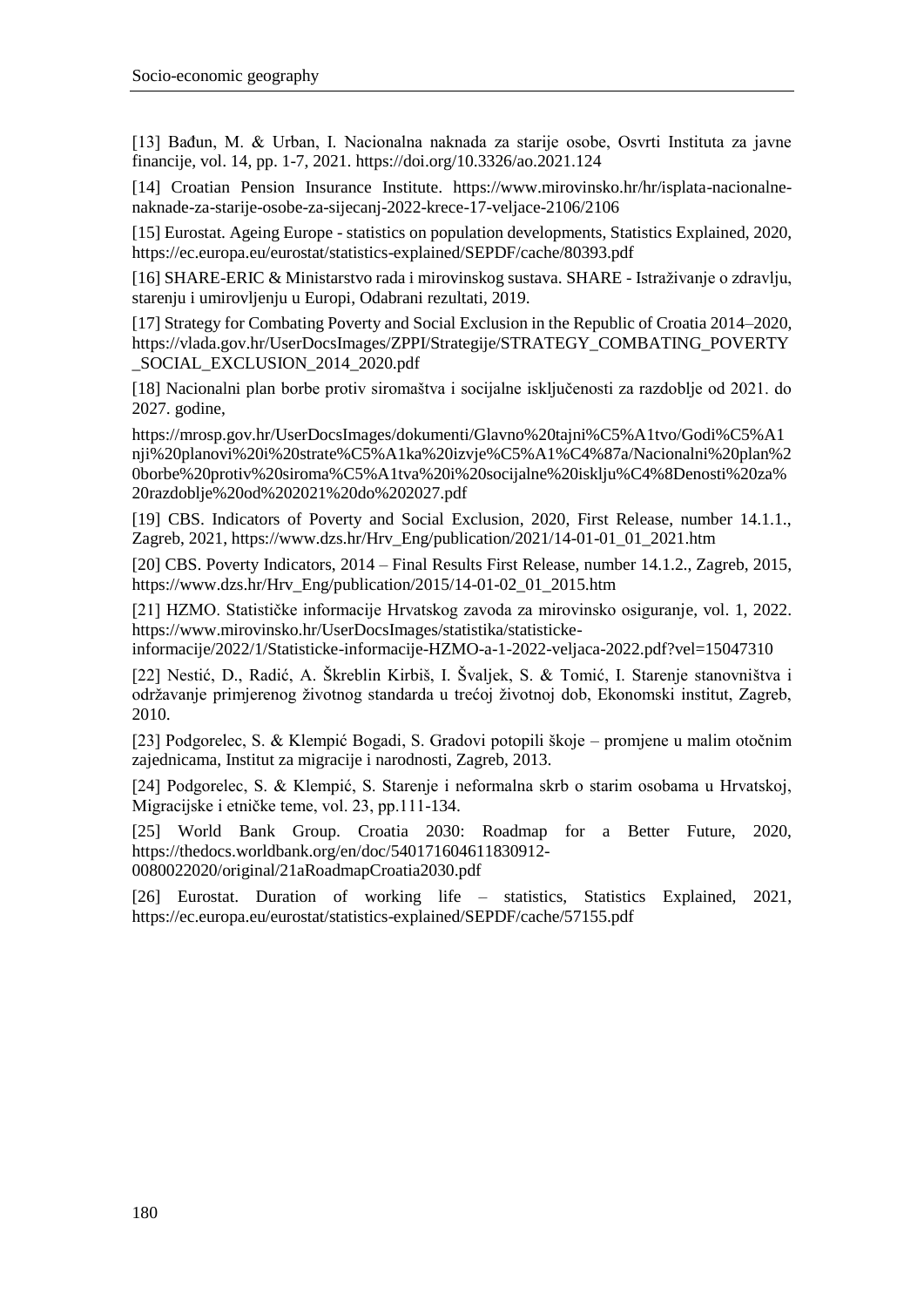[13] Bađun, M. & Urban, I. Nacionalna naknada za starije osobe, Osvrti Instituta za javne financije, vol. 14, pp. 1-7, 2021. https://doi.org/10.3326/ao.2021.124

[14] Croatian Pension Insurance Institute. https://www.mirovinsko.hr/hr/isplata-nacionalne-naknade-za-starije-osobe-za-sijecanj-2022-krece-17-veljace-2106/2106

[15] Eurostat. Ageing Europe - statistics on population developments, Statistics Explained, 2020, https://ec.europa.eu/eurostat/statistics-explained/SEPDF/cache/80393.pdf

[16] SHARE-ERIC & Ministarstvo rada i mirovinskog sustava. SHARE - Istraživanje o zdravlju, starenju i umirovljenju u Europi, Odabrani rezultati, 2019.

[17] Strategy for Combating Poverty and Social Exclusion in the Republic of Croatia 2014–2020, https://vlada.gov.hr/UserDocsImages/ZPPI/Strategije/STRATEGY_COMBATING_POVERTY_SOCIAL_EXCLUSION_2014_2020.pdf

[18] Nacionalni plan borbe protiv siromaštva i socijalne isključenosti za razdoblje od 2021. do 2027. godine,

https://mrosp.gov.hr/UserDocsImages/dokumenti/Glavno%20tajni%C5%A1tvo/Godi%C5%A1nji%20planovi%20i%20strate%C5%A1ka%20izvje%C5%A1%C4%87a/Nacionalni%20plan%20borbe%20protiv%20siroma%C5%A1tva%20i%20socijalne%20isklju%C4%8Denosti%20za%20razdoblje%20od%202021%20do%202027.pdf

[19] CBS. Indicators of Poverty and Social Exclusion, 2020, First Release, number 14.1.1., Zagreb, 2021, https://www.dzs.hr/Hrv_Eng/publication/2021/14-01-01_01_2021.htm

[20] CBS. Poverty Indicators, 2014 – Final Results First Release, number 14.1.2., Zagreb, 2015, https://www.dzs.hr/Hrv_Eng/publication/2015/14-01-02_01_2015.htm

[21] HZMO. Statističke informacije Hrvatskog zavoda za mirovinsko osiguranje, vol. 1, 2022. https://www.mirovinsko.hr/UserDocsImages/statistika/statisticke-informacije/2022/1/Statisticke-informacije-HZMO-a-1-2022-veljaca-2022.pdf?vel=15047310

[22] Nestić, D., Radić, A. Škreblin Kirbiš, I. Švaljek, S. & Tomić, I. Starenje stanovništva i održavanje primjerenog životnog standarda u trećoj životnoj dob, Ekonomski institut, Zagreb, 2010.

[23] Podgorelec, S. & Klempić Bogadi, S. Gradovi potopili škoje – promjene u malim otočnim zajednicama, Institut za migracije i narodnosti, Zagreb, 2013.

[24] Podgorelec, S. & Klempić, S. Starenje i neformalna skrb o starim osobama u Hrvatskoj, Migracijske i etničke teme, vol. 23, pp.111-134.

[25] World Bank Group. Croatia 2030: Roadmap for a Better Future, 2020, https://thedocs.worldbank.org/en/doc/540171604611830912-0080022020/original/21aRoadmapCroatia2030.pdf

[26] Eurostat. Duration of working life – statistics, Statistics Explained, 2021, https://ec.europa.eu/eurostat/statistics-explained/SEPDF/cache/57155.pdf